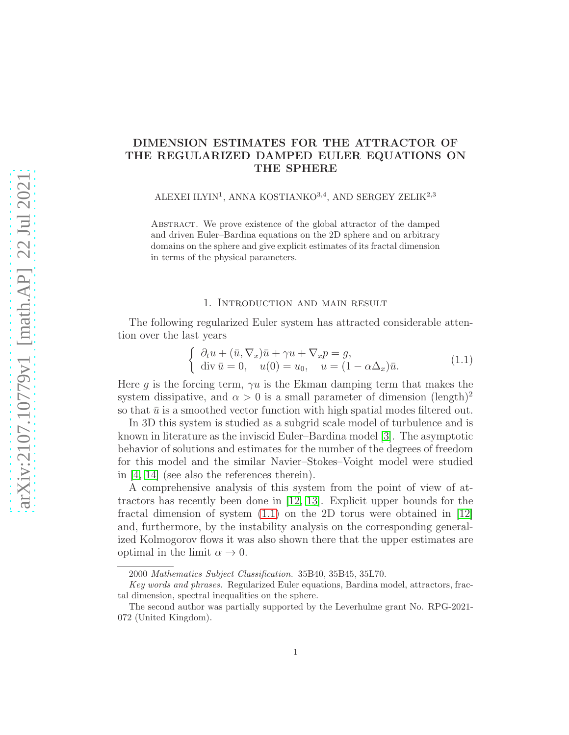# DIMENSION ESTIMATES FOR THE ATTRACTOR OF THE REGULARIZED DAMPED EULER EQUATIONS ON THE SPHERE

ALEXEI ILYIN[1], ANNA KOSTIANKO[3,4], AND SERGEY ZELIK[2,3]

Abstract. We prove existence of the global attractor of the damped and driven Euler–Bardina equations on the 2D sphere and on arbitrary domains on the sphere and give explicit estimates of its fractal dimension in terms of the physical parameters.

## 1. Introduction and main result

The following regularized Euler system has attracted considerable attention over the last years

$$
\begin{cases} \partial_t u + (\bar u, \nabla_x)\bar u + \gamma u + \nabla_x p = g, \\ \operatorname{div} \bar u = 0, \quad u(0) = u_0, \quad u = (1 - \alpha\Delta_x)\bar u. \end{cases} \tag{1.1}
$$

Here $g$ is the forcing term, $\gamma u$ is the Ekman damping term that makes the system dissipative, and $\alpha > 0$ is a small parameter of dimension (length)$^2$ so that $\bar u$ is a smoothed vector function with high spatial modes filtered out.

In 3D this system is studied as a subgrid scale model of turbulence and is known in literature as the inviscid Euler–Bardina model [3]. The asymptotic behavior of solutions and estimates for the number of the degrees of freedom for this model and the similar Navier–Stokes–Voight model were studied in [4, 14] (see also the references therein).

A comprehensive analysis of this system from the point of view of attractors has recently been done in [12, 13]. Explicit upper bounds for the fractal dimension of system (1.1) on the 2D torus were obtained in [12] and, furthermore, by the instability analysis on the corresponding generalized Kolmogorov flows it was also shown there that the upper estimates are optimal in the limit $\alpha \to 0$.

---

2000 *Mathematics Subject Classification.* 35B40, 35B45, 35L70.

*Key words and phrases.* Regularized Euler equations, Bardina model, attractors, fractal dimension, spectral inequalities on the sphere.

The second author was partially supported by the Leverhulme grant No. RPG-2021-072 (United Kingdom).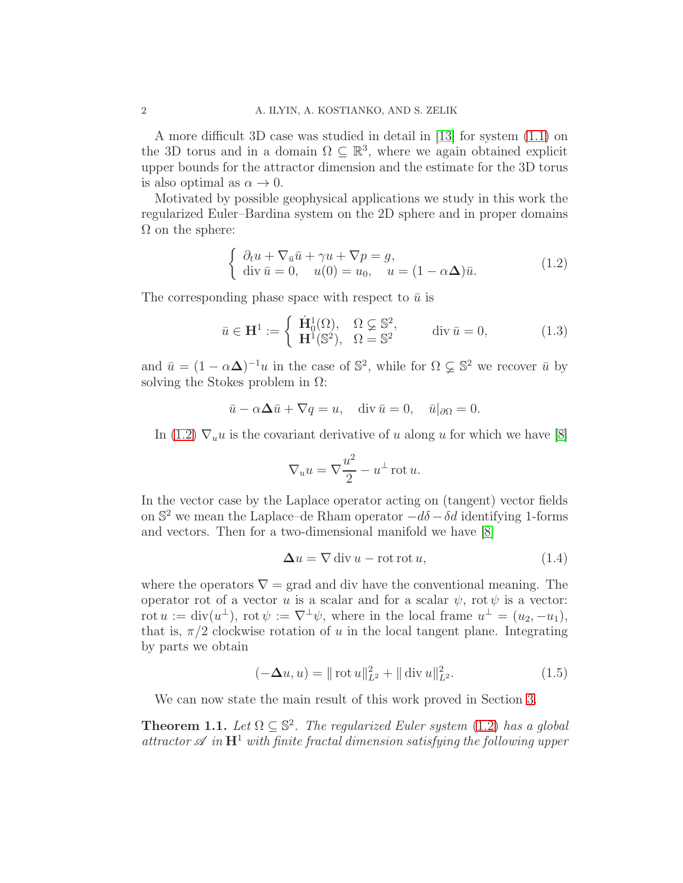A more difficult 3D case was studied in detail in [13] for system (1.1) on the 3D torus and in a domain $\Omega \subseteq \mathbb{R}^3$, where we again obtained explicit upper bounds for the attractor dimension and the estimate for the 3D torus is also optimal as $\alpha \to 0$.

Motivated by possible geophysical applications we study in this work the regularized Euler–Bardina system on the 2D sphere and in proper domains $\Omega$ on the sphere:

$$
\begin{cases} \partial_t u + \nabla_{\bar u}\bar u + \gamma u + \nabla p = g, \\ \operatorname{div}\bar u = 0, \quad u(0) = u_0, \quad u = (1 - \alpha\boldsymbol{\Delta})\bar u. \end{cases} \tag{1.2}
$$

The corresponding phase space with respect to $\bar u$ is

$$
\bar u \in \mathbf{H}^1 := \begin{cases} \dot{\mathbf{H}}^1_0(\Omega), & \Omega \subsetneq \mathbb{S}^2, \\ \mathbf{H}^1(\mathbb{S}^2), & \Omega = \mathbb{S}^2 \end{cases} \qquad \operatorname{div}\bar u = 0, \tag{1.3}
$$

and $\bar u = (1-\alpha\boldsymbol{\Delta})^{-1}u$ in the case of $\mathbb{S}^2$, while for $\Omega \subsetneq \mathbb{S}^2$ we recover $\bar u$ by solving the Stokes problem in $\Omega$:

$$
\bar u - \alpha\boldsymbol{\Delta}\bar u + \nabla q = u, \quad \operatorname{div}\bar u = 0, \quad \bar u|_{\partial\Omega} = 0.
$$

In (1.2) $\nabla_u u$ is the covariant derivative of $u$ along $u$ for which we have [8]

$$
\nabla_u u = \nabla\frac{u^2}{2} - u^\perp \operatorname{rot} u.
$$

In the vector case by the Laplace operator acting on (tangent) vector fields on $\mathbb{S}^2$ we mean the Laplace–de Rham operator $-d\delta - \delta d$ identifying 1-forms and vectors. Then for a two-dimensional manifold we have [8]

$$
\boldsymbol{\Delta} u = \nabla \operatorname{div} u - \operatorname{rot}\operatorname{rot} u, \tag{1.4}
$$

where the operators $\nabla = \operatorname{grad}$ and $\operatorname{div}$ have the conventional meaning. The operator rot of a vector $u$ is a scalar and for a scalar $\psi$, $\operatorname{rot}\psi$ is a vector: $\operatorname{rot} u := \operatorname{div}(u^\perp)$, $\operatorname{rot}\psi := \nabla^\perp\psi$, where in the local frame $u^\perp = (u_2, -u_1)$, that is, $\pi/2$ clockwise rotation of $u$ in the local tangent plane. Integrating by parts we obtain

$$
(-\boldsymbol{\Delta} u, u) = \|\operatorname{rot} u\|^2_{L^2} + \|\operatorname{div} u\|^2_{L^2}. \tag{1.5}
$$

We can now state the main result of this work proved in Section 3.

**Theorem 1.1.** *Let $\Omega \subseteq \mathbb{S}^2$. The regularized Euler system (1.2) has a global attractor $\mathscr{A}$ in $\mathbf{H}^1$ with finite fractal dimension satisfying the following upper*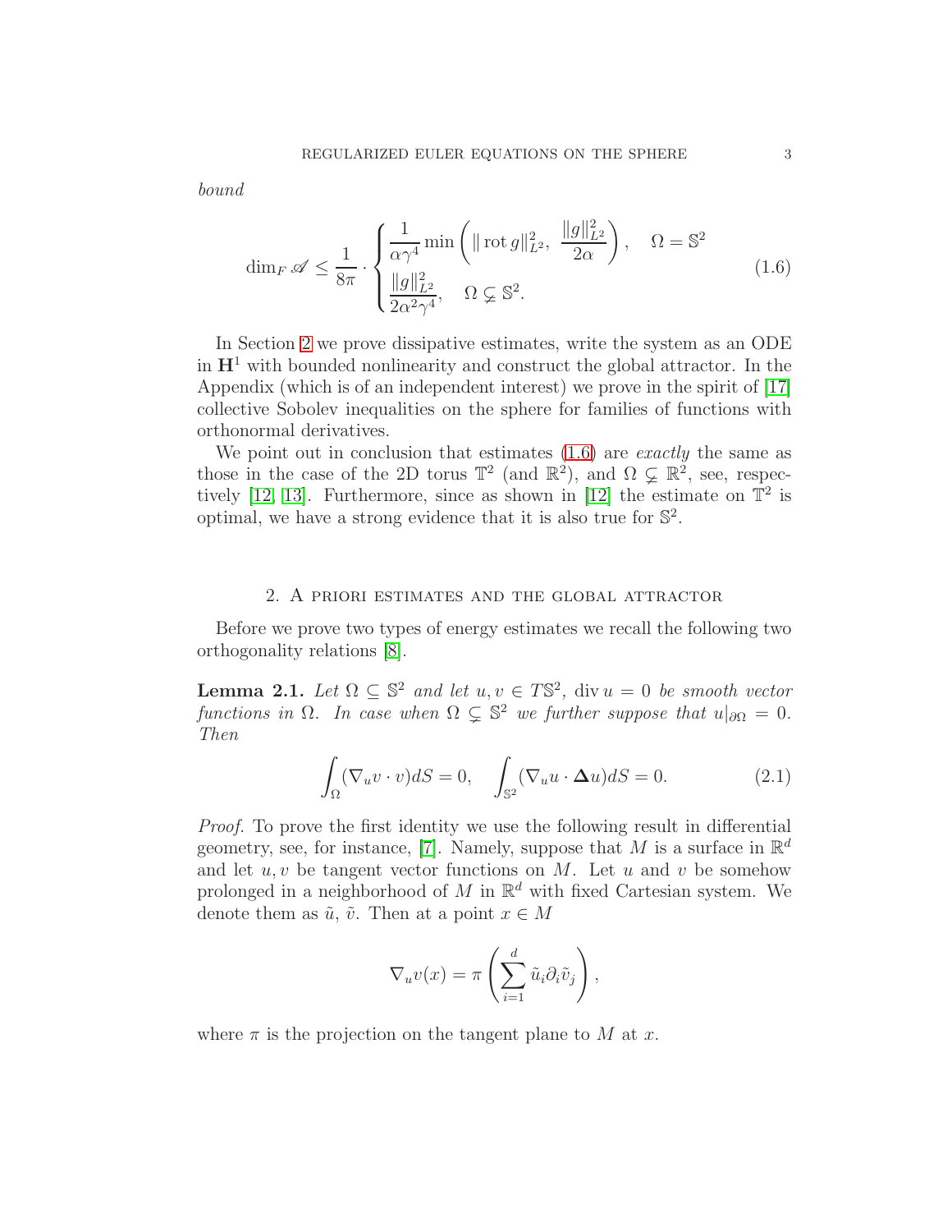*bound*

$$
\dim_F \mathscr{A} \le \frac{1}{8\pi} \cdot \begin{cases} \dfrac{1}{\alpha\gamma^4} \min\left( \|\operatorname{rot} g\|^2_{L^2},\ \dfrac{\|g\|^2_{L^2}}{2\alpha} \right), & \Omega = \mathbb{S}^2 \\ \dfrac{\|g\|^2_{L^2}}{2\alpha^2\gamma^4}, \quad \Omega \subsetneq \mathbb{S}^2. \end{cases} \tag{1.6}
$$

In Section 2 we prove dissipative estimates, write the system as an ODE in $\mathbf{H}^1$ with bounded nonlinearity and construct the global attractor. In the Appendix (which is of an independent interest) we prove in the spirit of [17] collective Sobolev inequalities on the sphere for families of functions with orthonormal derivatives.

We point out in conclusion that estimates (1.6) are *exactly* the same as those in the case of the 2D torus $\mathbb{T}^2$ (and $\mathbb{R}^2$), and $\Omega \subsetneq \mathbb{R}^2$, see, respectively [12, 13]. Furthermore, since as shown in [12] the estimate on $\mathbb{T}^2$ is optimal, we have a strong evidence that it is also true for $\mathbb{S}^2$.

## 2. A priori estimates and the global attractor

Before we prove two types of energy estimates we recall the following two orthogonality relations [8].

**Lemma 2.1.** *Let $\Omega \subseteq \mathbb{S}^2$ and let $u, v \in T\mathbb{S}^2$, $\operatorname{div} u = 0$ be smooth vector functions in $\Omega$. In case when $\Omega \subsetneq \mathbb{S}^2$ we further suppose that $u|_{\partial\Omega} = 0$. Then*

$$
\int_\Omega (\nabla_u v \cdot v) dS = 0, \quad \int_{\mathbb{S}^2} (\nabla_u u \cdot \mathbf{\Delta} u) dS = 0. \tag{2.1}
$$

*Proof.* To prove the first identity we use the following result in differential geometry, see, for instance, [7]. Namely, suppose that $M$ is a surface in $\mathbb{R}^d$ and let $u, v$ be tangent vector functions on $M$. Let $u$ and $v$ be somehow prolonged in a neighborhood of $M$ in $\mathbb{R}^d$ with fixed Cartesian system. We denote them as $\tilde{u}$, $\tilde{v}$. Then at a point $x \in M$

$$
\nabla_u v(x) = \pi \left( \sum_{i=1}^d \tilde{u}_i \partial_i \tilde{v}_j \right),
$$

where $\pi$ is the projection on the tangent plane to $M$ at $x$.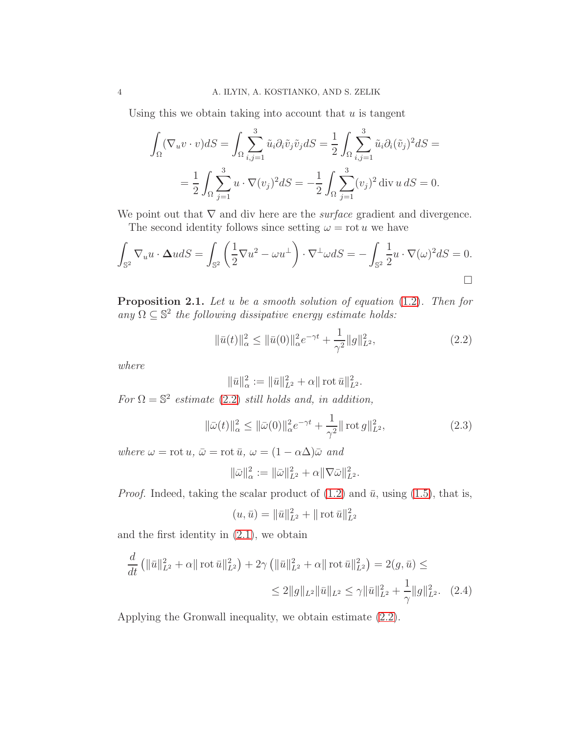Using this we obtain taking into account that $u$ is tangent

$$
\int_\Omega (\nabla_u v \cdot v) dS = \int_\Omega \sum_{i,j=1}^3 \tilde u_i \partial_i \tilde v_j \tilde v_j dS = \frac12 \int_\Omega \sum_{i,j=1}^3 \tilde u_i \partial_i (\tilde v_j)^2 dS =
$$

$$
= \frac12 \int_\Omega \sum_{j=1}^3 u \cdot \nabla (v_j)^2 dS = -\frac12 \int_\Omega \sum_{j=1}^3 (v_j)^2 \operatorname{div} u \, dS = 0.
$$

We point out that $\nabla$ and div here are the *surface* gradient and divergence.

The second identity follows since setting $\omega = \operatorname{rot} u$ we have

$$
\int_{\mathbb{S}^2} \nabla_u u \cdot \boldsymbol{\Delta} u dS = \int_{\mathbb{S}^2} \left( \frac12 \nabla u^2 - \omega u^\perp \right) \cdot \nabla^\perp \omega dS = -\int_{\mathbb{S}^2} \frac12 u \cdot \nabla (\omega)^2 dS = 0.
$$

$\square$

**Proposition 2.1.** *Let $u$ be a smooth solution of equation (1.2). Then for any $\Omega \subseteq \mathbb{S}^2$ the following dissipative energy estimate holds:*

$$
\|\bar u(t)\|_\alpha^2 \le \|\bar u(0)\|_\alpha^2 e^{-\gamma t} + \frac{1}{\gamma^2} \|g\|_{L^2}^2, \tag{2.2}
$$

*where*

$$
\|\bar u\|_\alpha^2 := \|\bar u\|_{L^2}^2 + \alpha \|\operatorname{rot} \bar u\|_{L^2}^2.
$$

*For $\Omega = \mathbb{S}^2$ estimate (2.2) still holds and, in addition,*

$$
\|\bar \omega(t)\|_\alpha^2 \le \|\bar \omega(0)\|_\alpha^2 e^{-\gamma t} + \frac{1}{\gamma^2} \|\operatorname{rot} g\|_{L^2}^2, \tag{2.3}
$$

*where $\omega = \operatorname{rot} u$, $\bar\omega = \operatorname{rot} \bar u$, $\omega = (1 - \alpha \Delta)\bar \omega$ and*

$$
\|\bar \omega\|_\alpha^2 := \|\bar \omega\|_{L^2}^2 + \alpha \|\nabla \bar\omega\|_{L^2}^2.
$$

*Proof.* Indeed, taking the scalar product of (1.2) and $\bar u$, using (1.5), that is,

$$
(u, \bar u) = \|\bar u\|_{L^2}^2 + \|\operatorname{rot} \bar u\|_{L^2}^2
$$

and the first identity in (2.1), we obtain

$$
\frac{d}{dt} \left( \|\bar u\|_{L^2}^2 + \alpha \|\operatorname{rot} \bar u\|_{L^2}^2 \right) + 2\gamma \left( \|\bar u\|_{L^2}^2 + \alpha \|\operatorname{rot} \bar u\|_{L^2}^2 \right) = 2(g, \bar u) \le
$$

$$
\le 2 \|g\|_{L^2} \|\bar u\|_{L^2} \le \gamma \|\bar u\|_{L^2}^2 + \frac{1}{\gamma} \|g\|_{L^2}^2. \tag{2.4}
$$

Applying the Gronwall inequality, we obtain estimate (2.2).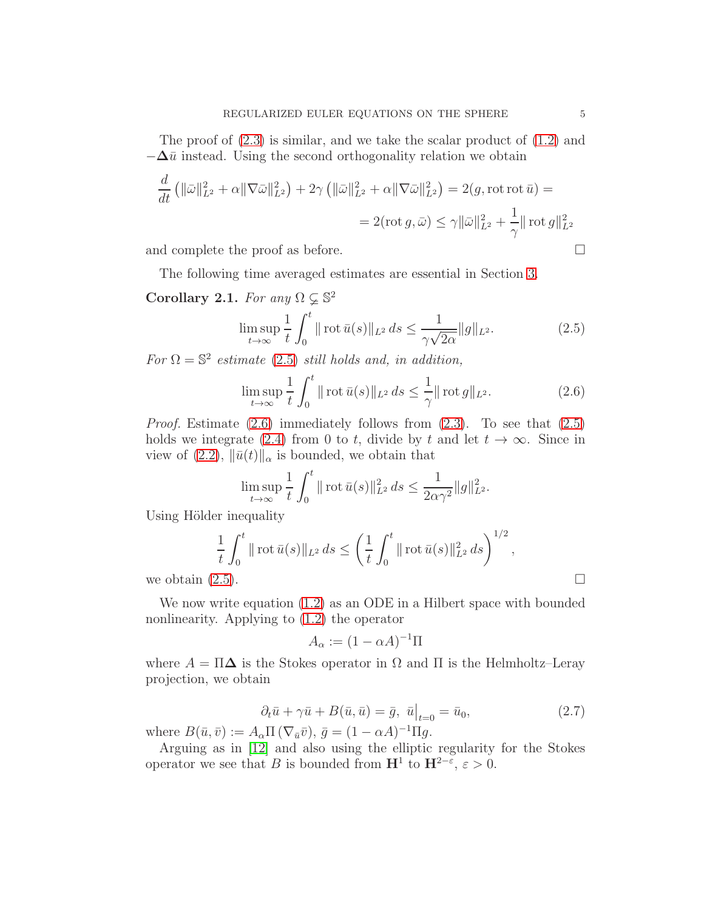The proof of (2.3) is similar, and we take the scalar product of (1.2) and $-\mathbf{\Delta}\bar{u}$ instead. Using the second orthogonality relation we obtain

$$
\frac{d}{dt}\left(\|\bar{\omega}\|_{L^2}^2 + \alpha\|\nabla\bar{\omega}\|_{L^2}^2\right) + 2\gamma\left(\|\bar{\omega}\|_{L^2}^2 + \alpha\|\nabla\bar{\omega}\|_{L^2}^2\right) = 2(g, \operatorname{rot}\operatorname{rot}\bar{u}) =
$$

$$
= 2(\operatorname{rot} g, \bar{\omega}) \le \gamma\|\bar{\omega}\|_{L^2}^2 + \frac{1}{\gamma}\|\operatorname{rot} g\|_{L^2}^2
$$

and complete the proof as before. $\square$

The following time averaged estimates are essential in Section 3.

**Corollary 2.1.** *For any* $\Omega \subsetneq \mathbb{S}^2$

$$
\limsup_{t\to\infty} \frac{1}{t}\int_0^t \|\operatorname{rot}\bar{u}(s)\|_{L^2}\,ds \le \frac{1}{\gamma\sqrt{2\alpha}}\|g\|_{L^2}. \tag{2.5}
$$

*For* $\Omega = \mathbb{S}^2$ *estimate* (2.5) *still holds and, in addition,*

$$
\limsup_{t\to\infty} \frac{1}{t}\int_0^t \|\operatorname{rot}\bar{u}(s)\|_{L^2}\,ds \le \frac{1}{\gamma}\|\operatorname{rot} g\|_{L^2}. \tag{2.6}
$$

*Proof.* Estimate (2.6) immediately follows from (2.3). To see that (2.5) holds we integrate (2.4) from 0 to $t$, divide by $t$ and let $t \to \infty$. Since in view of (2.2), $\|\bar{u}(t)\|_\alpha$ is bounded, we obtain that

$$
\limsup_{t\to\infty} \frac{1}{t}\int_0^t \|\operatorname{rot}\bar{u}(s)\|_{L^2}^2\,ds \le \frac{1}{2\alpha\gamma^2}\|g\|_{L^2}^2.
$$

Using Hölder inequality

$$
\frac{1}{t}\int_0^t \|\operatorname{rot}\bar{u}(s)\|_{L^2}\,ds \le \left(\frac{1}{t}\int_0^t \|\operatorname{rot}\bar{u}(s)\|_{L^2}^2\,ds\right)^{1/2},
$$

we obtain (2.5). $\square$

We now write equation (1.2) as an ODE in a Hilbert space with bounded nonlinearity. Applying to (1.2) the operator

$$
A_\alpha := (1 - \alpha A)^{-1}\Pi
$$

where $A = \Pi\mathbf{\Delta}$ is the Stokes operator in $\Omega$ and $\Pi$ is the Helmholtz–Leray projection, we obtain

$$
\partial_t\bar{u} + \gamma\bar{u} + B(\bar{u}, \bar{u}) = \bar{g},\ \bar{u}\big|_{t=0} = \bar{u}_0, \tag{2.7}
$$

where $B(\bar{u}, \bar{v}) := A_\alpha\Pi\left(\nabla_{\bar{u}}\bar{v}\right)$, $\bar{g} = (1 - \alpha A)^{-1}\Pi g$.

Arguing as in [12] and also using the elliptic regularity for the Stokes operator we see that $B$ is bounded from $\mathbf{H}^1$ to $\mathbf{H}^{2-\varepsilon}$, $\varepsilon > 0$.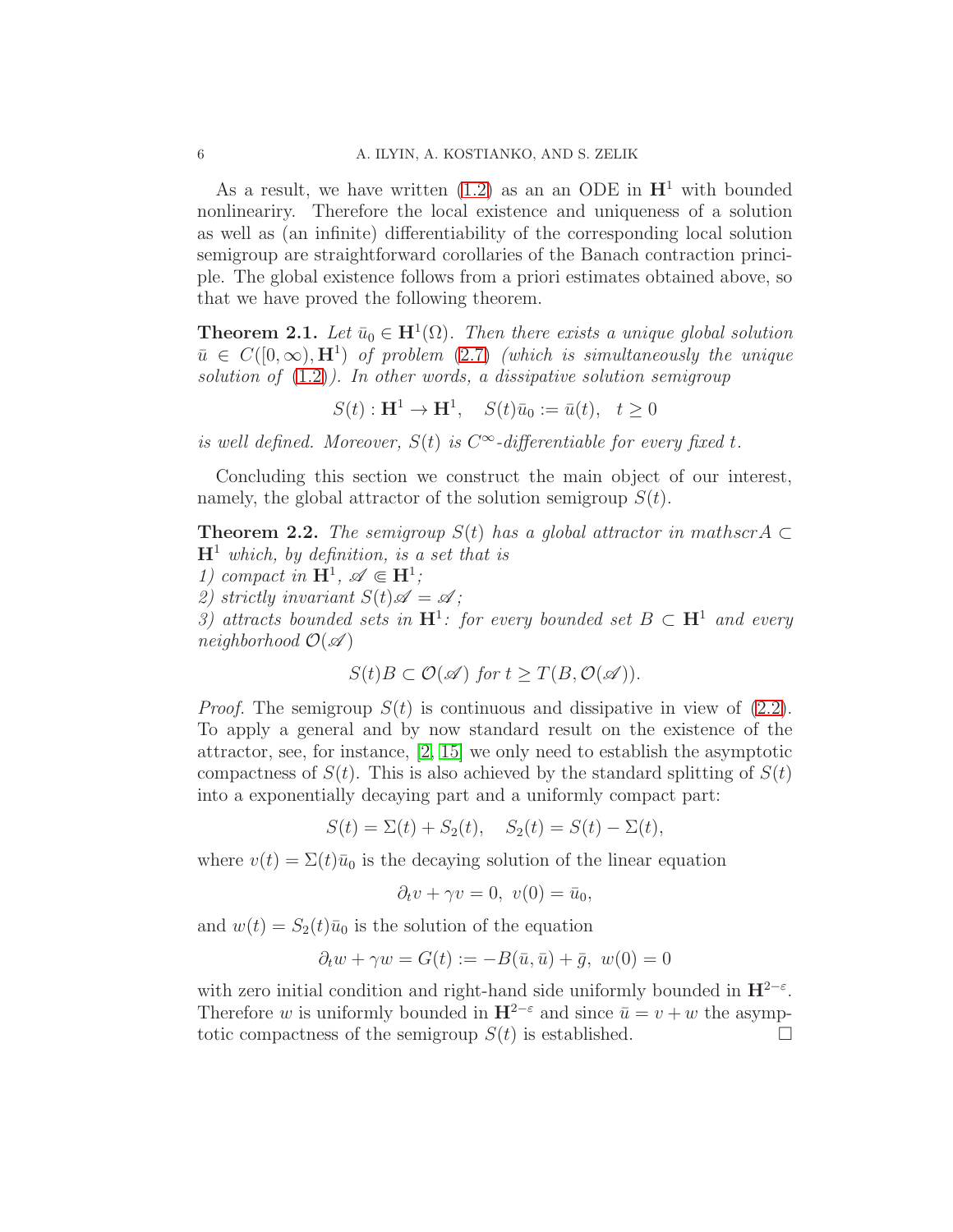As a result, we have written (1.2) as an an ODE in $\mathbf{H}^1$ with bounded nonleariry. Therefore the local existence and uniqueness of a solution as well as (an infinite) differentiability of the corresponding local solution semigroup are straightforward corollaries of the Banach contraction principle. The global existence follows from a priori estimates obtained above, so that we have proved the following theorem.

**Theorem 2.1.** *Let $\bar u_0 \in \mathbf{H}^1(\Omega)$. Then there exists a unique global solution $\bar u \in C([0,\infty), \mathbf{H}^1)$ of problem (2.7) (which is simultaneously the unique solution of (1.2)). In other words, a dissipative solution semigroup*

$$S(t) : \mathbf{H}^1 \to \mathbf{H}^1, \quad S(t)\bar u_0 := \bar u(t), \quad t \ge 0$$

*is well defined. Moreover, $S(t)$ is $C^\infty$-differentiable for every fixed $t$.*

Concluding this section we construct the main object of our interest, namely, the global attractor of the solution semigroup $S(t)$.

**Theorem 2.2.** *The semigroup $S(t)$ has a global attractor in mathscrA $\subset \mathbf{H}^1$ which, by definition, is a set that is*
*1) compact in $\mathbf{H}^1$, $\mathscr{A} \Subset \mathbf{H}^1$;*
*2) strictly invariant $S(t)\mathscr{A} = \mathscr{A}$;*
*3) attracts bounded sets in $\mathbf{H}^1$: for every bounded set $B \subset \mathbf{H}^1$ and every neighborhood $\mathcal{O}(\mathscr{A})$*

$$S(t)B \subset \mathcal{O}(\mathscr{A}) \text{ for } t \ge T(B, \mathcal{O}(\mathscr{A})).$$

*Proof.* The semigroup $S(t)$ is continuous and dissipative in view of (2.2). To apply a general and by now standard result on the existence of the attractor, see, for instance, [2, 15] we only need to establish the asymptotic compactness of $S(t)$. This is also achieved by the standard splitting of $S(t)$ into a exponentially decaying part and a uniformly compact part:

$$S(t) = \Sigma(t) + S_2(t), \quad S_2(t) = S(t) - \Sigma(t),$$

where $v(t) = \Sigma(t)\bar u_0$ is the decaying solution of the linear equation

$$\partial_t v + \gamma v = 0, \ v(0) = \bar u_0,$$

and $w(t) = S_2(t)\bar u_0$ is the solution of the equation

$$\partial_t w + \gamma w = G(t) := -B(\bar u, \bar u) + \bar g, \ w(0) = 0$$

with zero initial condition and right-hand side uniformly bounded in $\mathbf{H}^{2-\varepsilon}$. Therefore $w$ is uniformly bounded in $\mathbf{H}^{2-\varepsilon}$ and since $\bar u = v + w$ the asymptotic compactness of the semigroup $S(t)$ is established. $\square$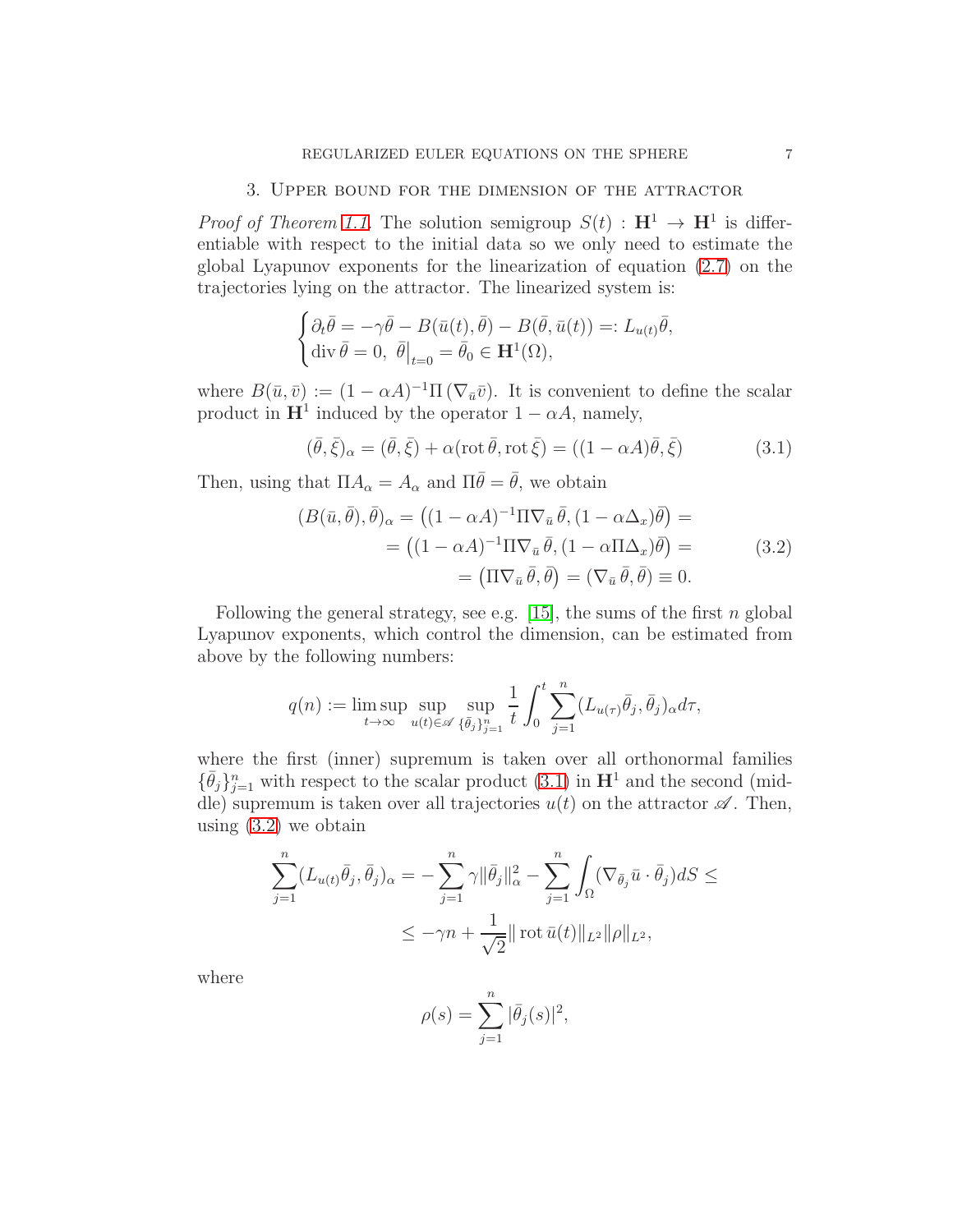## 3. Upper bound for the dimension of the attractor

*Proof of Theorem 1.1.* The solution semigroup $S(t) : \mathbf{H}^1 \to \mathbf{H}^1$ is differentiable with respect to the initial data so we only need to estimate the global Lyapunov exponents for the linearization of equation (2.7) on the trajectories lying on the attractor. The linearized system is:

$$
\begin{cases}
\partial_t \bar\theta = -\gamma\bar\theta - B(\bar u(t), \bar\theta) - B(\bar\theta, \bar u(t)) =: L_{u(t)}\bar\theta, \\
\operatorname{div}\bar\theta = 0,\ \bar\theta\big|_{t=0} = \bar\theta_0 \in \mathbf{H}^1(\Omega),
\end{cases}
$$

where $B(\bar u, \bar v) := (1-\alpha A)^{-1}\Pi\left(\nabla_{\bar u}\bar v\right)$. It is convenient to define the scalar product in $\mathbf{H}^1$ induced by the operator $1-\alpha A$, namely,

$$
(\bar\theta, \bar\xi)_\alpha = (\bar\theta, \bar\xi) + \alpha(\operatorname{rot}\bar\theta, \operatorname{rot}\bar\xi) = ((1-\alpha A)\bar\theta, \bar\xi) \tag{3.1}
$$

Then, using that $\Pi A_\alpha = A_\alpha$ and $\Pi\bar\theta = \bar\theta$, we obtain

$$
\begin{aligned}
(B(\bar u, \bar\theta), \bar\theta)_\alpha &= \left((1-\alpha A)^{-1}\Pi\nabla_{\bar u}\bar\theta, (1-\alpha\Delta_x)\bar\theta\right) = \\
&= \left((1-\alpha A)^{-1}\Pi\nabla_{\bar u}\bar\theta, (1-\alpha\Pi\Delta_x)\bar\theta\right) = \\
&= \left(\Pi\nabla_{\bar u}\bar\theta, \bar\theta\right) = (\nabla_{\bar u}\bar\theta, \bar\theta) \equiv 0.
\end{aligned} \tag{3.2}
$$

Following the general strategy, see e.g. [15], the sums of the first $n$ global Lyapunov exponents, which control the dimension, can be estimated from above by the following numbers:

$$
q(n) := \limsup_{t\to\infty} \sup_{u(t)\in\mathscr{A}} \sup_{\{\bar\theta_j\}_{j=1}^n} \frac{1}{t}\int_0^t \sum_{j=1}^n (L_{u(\tau)}\bar\theta_j, \bar\theta_j)_\alpha d\tau,
$$

where the first (inner) supremum is taken over all orthonormal families $\{\bar\theta_j\}_{j=1}^n$ with respect to the scalar product (3.1) in $\mathbf{H}^1$ and the second (middle) supremum is taken over all trajectories $u(t)$ on the attractor $\mathscr{A}$. Then, using (3.2) we obtain

$$
\begin{aligned}
\sum_{j=1}^n (L_{u(t)}\bar\theta_j, \bar\theta_j)_\alpha &= -\sum_{j=1}^n \gamma\|\bar\theta_j\|_\alpha^2 - \sum_{j=1}^n \int_\Omega (\nabla_{\bar\theta_j}\bar u\cdot\bar\theta_j)dS \le \\
&\le -\gamma n + \frac{1}{\sqrt{2}}\|\operatorname{rot}\bar u(t)\|_{L^2}\|\rho\|_{L^2},
\end{aligned}
$$

where

$$
\rho(s) = \sum_{j=1}^n |\bar\theta_j(s)|^2,
$$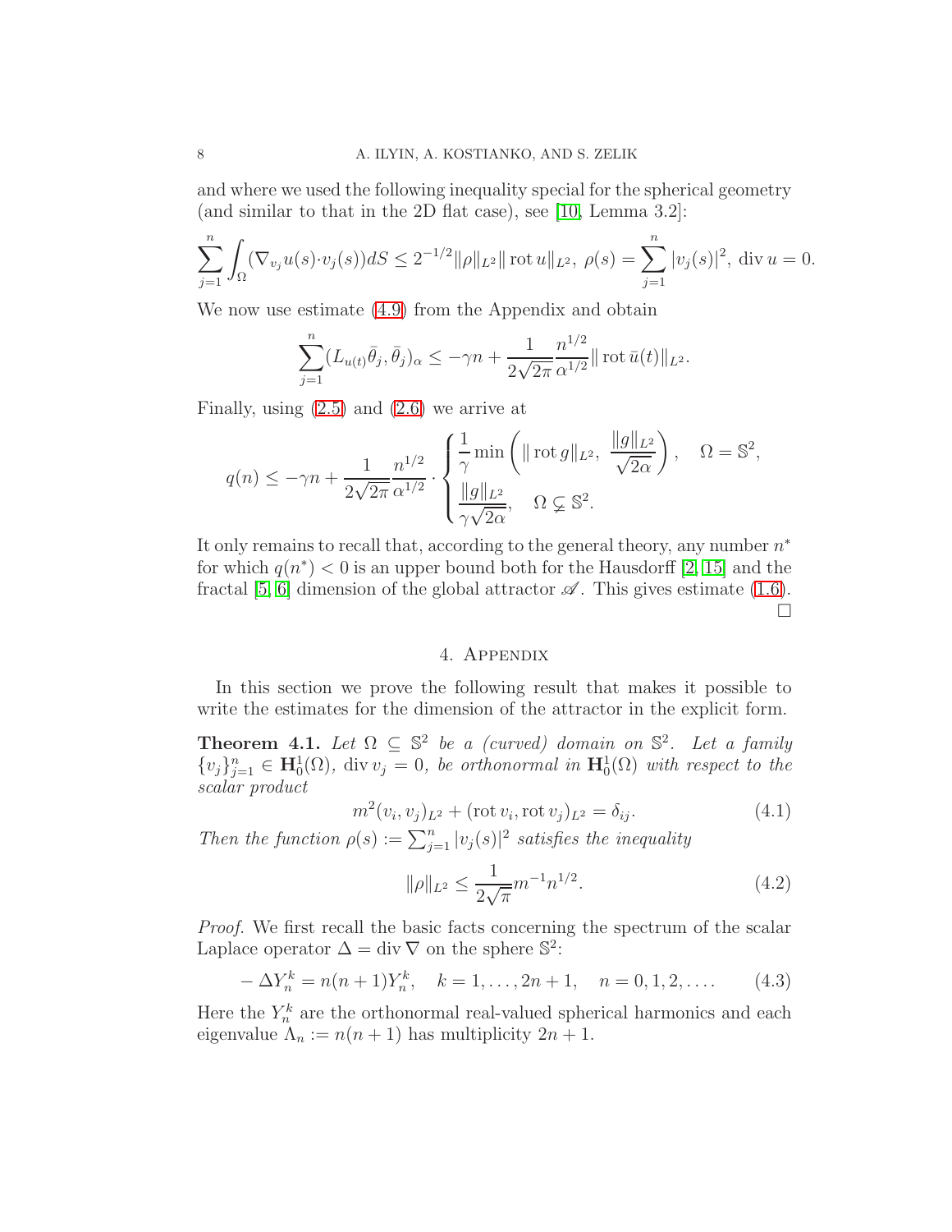and where we used the following inequality special for the spherical geometry (and similar to that in the 2D flat case), see [10, Lemma 3.2]:

$$\sum_{j=1}^{n}\int_{\Omega}(\nabla_{v_j}u(s)\cdot v_j(s))dS \le 2^{-1/2}\|\rho\|_{L^2}\|\operatorname{rot} u\|_{L^2},\ \rho(s)=\sum_{j=1}^{n}|v_j(s)|^2,\ \operatorname{div} u=0.$$

We now use estimate (4.9) from the Appendix and obtain

$$\sum_{j=1}^{n}(L_{u(t)}\bar\theta_j,\bar\theta_j)_\alpha \le -\gamma n + \frac{1}{2\sqrt{2\pi}}\frac{n^{1/2}}{\alpha^{1/2}}\|\operatorname{rot}\bar u(t)\|_{L^2}.$$

Finally, using (2.5) and (2.6) we arrive at

$$q(n)\le -\gamma n + \frac{1}{2\sqrt{2\pi}}\frac{n^{1/2}}{\alpha^{1/2}}\cdot\begin{cases}\dfrac{1}{\gamma}\min\left(\|\operatorname{rot} g\|_{L^2},\ \dfrac{\|g\|_{L^2}}{\sqrt{2\alpha}}\right), & \Omega=\mathbb{S}^2,\\[2mm] \dfrac{\|g\|_{L^2}}{\gamma\sqrt{2\alpha}}, & \Omega\subsetneq\mathbb{S}^2.\end{cases}$$

It only remains to recall that, according to the general theory, any number $n^*$ for which $q(n^*)<0$ is an upper bound both for the Hausdorff [2, 15] and the fractal [5, 6] dimension of the global attractor $\mathscr{A}$. This gives estimate (1.6). $\square$

## 4. Appendix

In this section we prove the following result that makes it possible to write the estimates for the dimension of the attractor in the explicit form.

**Theorem 4.1.** *Let $\Omega\subseteq\mathbb{S}^2$ be a (curved) domain on $\mathbb{S}^2$. Let a family $\{v_j\}_{j=1}^n\in\mathbf{H}_0^1(\Omega)$, $\operatorname{div} v_j=0$, be orthonormal in $\mathbf{H}_0^1(\Omega)$ with respect to the scalar product*

$$m^2(v_i,v_j)_{L^2}+(\operatorname{rot} v_i,\operatorname{rot} v_j)_{L^2}=\delta_{ij}. \tag{4.1}$$

*Then the function $\rho(s):=\sum_{j=1}^n|v_j(s)|^2$ satisfies the inequality*

$$\|\rho\|_{L^2}\le\frac{1}{2\sqrt{\pi}}m^{-1}n^{1/2}. \tag{4.2}$$

*Proof.* We first recall the basic facts concerning the spectrum of the scalar Laplace operator $\Delta=\operatorname{div}\nabla$ on the sphere $\mathbb{S}^2$:

$$-\Delta Y_n^k=n(n+1)Y_n^k,\quad k=1,\dots,2n+1,\quad n=0,1,2,\dots. \tag{4.3}$$

Here the $Y_n^k$ are the orthonormal real-valued spherical harmonics and each eigenvalue $\Lambda_n:=n(n+1)$ has multiplicity $2n+1$.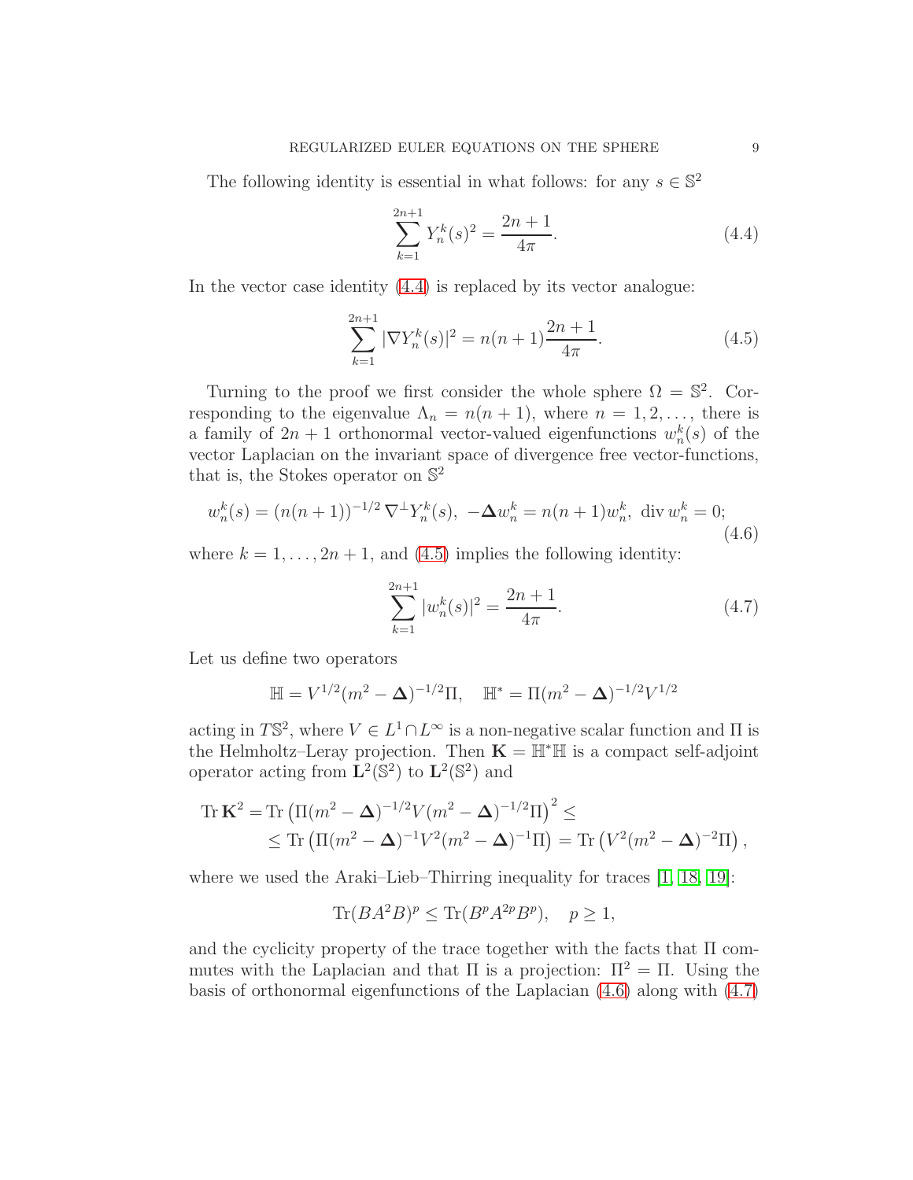The following identity is essential in what follows: for any $s \in \mathbb{S}^2$

$$\sum_{k=1}^{2n+1} Y_n^k(s)^2 = \frac{2n+1}{4\pi}. \tag{4.4}$$

In the vector case identity (4.4) is replaced by its vector analogue:

$$\sum_{k=1}^{2n+1} |\nabla Y_n^k(s)|^2 = n(n+1)\frac{2n+1}{4\pi}. \tag{4.5}$$

Turning to the proof we first consider the whole sphere $\Omega = \mathbb{S}^2$. Corresponding to the eigenvalue $\Lambda_n = n(n+1)$, where $n = 1, 2, \dots$, there is a family of $2n+1$ orthonormal vector-valued eigenfunctions $w_n^k(s)$ of the vector Laplacian on the invariant space of divergence free vector-functions, that is, the Stokes operator on $\mathbb{S}^2$

$$w_n^k(s) = (n(n+1))^{-1/2}\,\nabla^\perp Y_n^k(s),\ -\boldsymbol{\Delta} w_n^k = n(n+1)w_n^k,\ \operatorname{div} w_n^k = 0; \tag{4.6}$$

where $k = 1, \dots, 2n+1$, and (4.5) implies the following identity:

$$\sum_{k=1}^{2n+1} |w_n^k(s)|^2 = \frac{2n+1}{4\pi}. \tag{4.7}$$

Let us define two operators

$$\mathbb{H} = V^{1/2}(m^2 - \boldsymbol{\Delta})^{-1/2}\Pi, \quad \mathbb{H}^* = \Pi(m^2 - \boldsymbol{\Delta})^{-1/2}V^{1/2}$$

acting in $T\mathbb{S}^2$, where $V \in L^1 \cap L^\infty$ is a non-negative scalar function and $\Pi$ is the Helmholtz–Leray projection. Then $\mathbf{K} = \mathbb{H}^*\mathbb{H}$ is a compact self-adjoint operator acting from $\mathbf{L}^2(\mathbb{S}^2)$ to $\mathbf{L}^2(\mathbb{S}^2)$ and

$$\begin{aligned}\operatorname{Tr}\mathbf{K}^2 &= \operatorname{Tr}\left(\Pi(m^2-\boldsymbol{\Delta})^{-1/2}V(m^2-\boldsymbol{\Delta})^{-1/2}\Pi\right)^2 \le \\ &\le \operatorname{Tr}\left(\Pi(m^2-\boldsymbol{\Delta})^{-1}V^2(m^2-\boldsymbol{\Delta})^{-1}\Pi\right) = \operatorname{Tr}\left(V^2(m^2-\boldsymbol{\Delta})^{-2}\Pi\right),\end{aligned}$$

where we used the Araki–Lieb–Thirring inequality for traces [1, 18, 19]:

$$\operatorname{Tr}(BA^2B)^p \le \operatorname{Tr}(B^pA^{2p}B^p), \quad p \ge 1,$$

and the cyclicity property of the trace together with the facts that $\Pi$ commutes with the Laplacian and that $\Pi$ is a projection: $\Pi^2 = \Pi$. Using the basis of orthonormal eigenfunctions of the Laplacian (4.6) along with (4.7)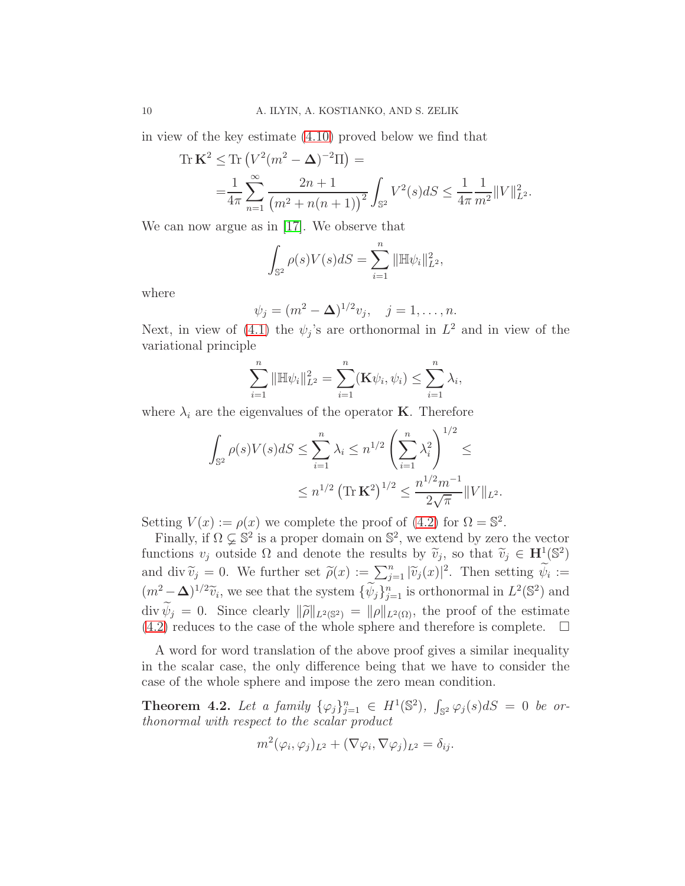in view of the key estimate (4.10) proved below we find that

$$
\begin{aligned}
\operatorname{Tr}\mathbf{K}^2 &\le \operatorname{Tr}\left(V^2(m^2-\mathbf{\Delta})^{-2}\Pi\right) = \\
&=\frac{1}{4\pi}\sum_{n=1}^{\infty}\frac{2n+1}{\left(m^2+n(n+1)\right)^2}\int_{\mathbb{S}^2}V^2(s)dS \le \frac{1}{4\pi}\frac{1}{m^2}\|V\|^2_{L^2}.
\end{aligned}
$$

We can now argue as in [17]. We observe that

$$
\int_{\mathbb{S}^2}\rho(s)V(s)dS=\sum_{i=1}^{n}\|\mathbb{H}\psi_i\|^2_{L^2},
$$

where

$$
\psi_j=(m^2-\mathbf{\Delta})^{1/2}v_j,\quad j=1,\dots,n.
$$

Next, in view of (4.1) the $\psi_j$'s are orthonormal in $L^2$ and in view of the variational principle

$$
\sum_{i=1}^{n}\|\mathbb{H}\psi_i\|^2_{L^2}=\sum_{i=1}^{n}(\mathbf{K}\psi_i,\psi_i)\le\sum_{i=1}^{n}\lambda_i,
$$

where $\lambda_i$ are the eigenvalues of the operator $\mathbf{K}$. Therefore

$$
\begin{aligned}
\int_{\mathbb{S}^2}\rho(s)V(s)dS &\le \sum_{i=1}^{n}\lambda_i \le n^{1/2}\left(\sum_{i=1}^{n}\lambda_i^2\right)^{1/2}\le \\
&\le n^{1/2}\left(\operatorname{Tr}\mathbf{K}^2\right)^{1/2}\le\frac{n^{1/2}m^{-1}}{2\sqrt{\pi}}\|V\|_{L^2}.
\end{aligned}
$$

Setting $V(x):=\rho(x)$ we complete the proof of (4.2) for $\Omega=\mathbb{S}^2$.

Finally, if $\Omega\subsetneq\mathbb{S}^2$ is a proper domain on $\mathbb{S}^2$, we extend by zero the vector functions $v_j$ outside $\Omega$ and denote the results by $\widetilde{v}_j$, so that $\widetilde{v}_j\in\mathbf{H}^1(\mathbb{S}^2)$ and $\operatorname{div}\widetilde{v}_j=0$. We further set $\widetilde{\rho}(x):=\sum_{j=1}^n|\widetilde{v}_j(x)|^2$. Then setting $\widetilde{\psi}_i:=(m^2-\mathbf{\Delta})^{1/2}\widetilde{v}_i$, we see that the system $\{\widetilde{\psi}_j\}_{j=1}^n$ is orthonormal in $L^2(\mathbb{S}^2)$ and $\operatorname{div}\widetilde{\psi}_j=0$. Since clearly $\|\widetilde{\rho}\|_{L^2(\mathbb{S}^2)}=\|\rho\|_{L^2(\Omega)}$, the proof of the estimate (4.2) reduces to the case of the whole sphere and therefore is complete. $\square$

A word for word translation of the above proof gives a similar inequality in the scalar case, the only difference being that we have to consider the case of the whole sphere and impose the zero mean condition.

**Theorem 4.2.** *Let a family $\{\varphi_j\}_{j=1}^n\in H^1(\mathbb{S}^2)$, $\int_{\mathbb{S}^2}\varphi_j(s)dS=0$ be orthonormal with respect to the scalar product*

$$
m^2(\varphi_i,\varphi_j)_{L^2}+(\nabla\varphi_i,\nabla\varphi_j)_{L^2}=\delta_{ij}.
$$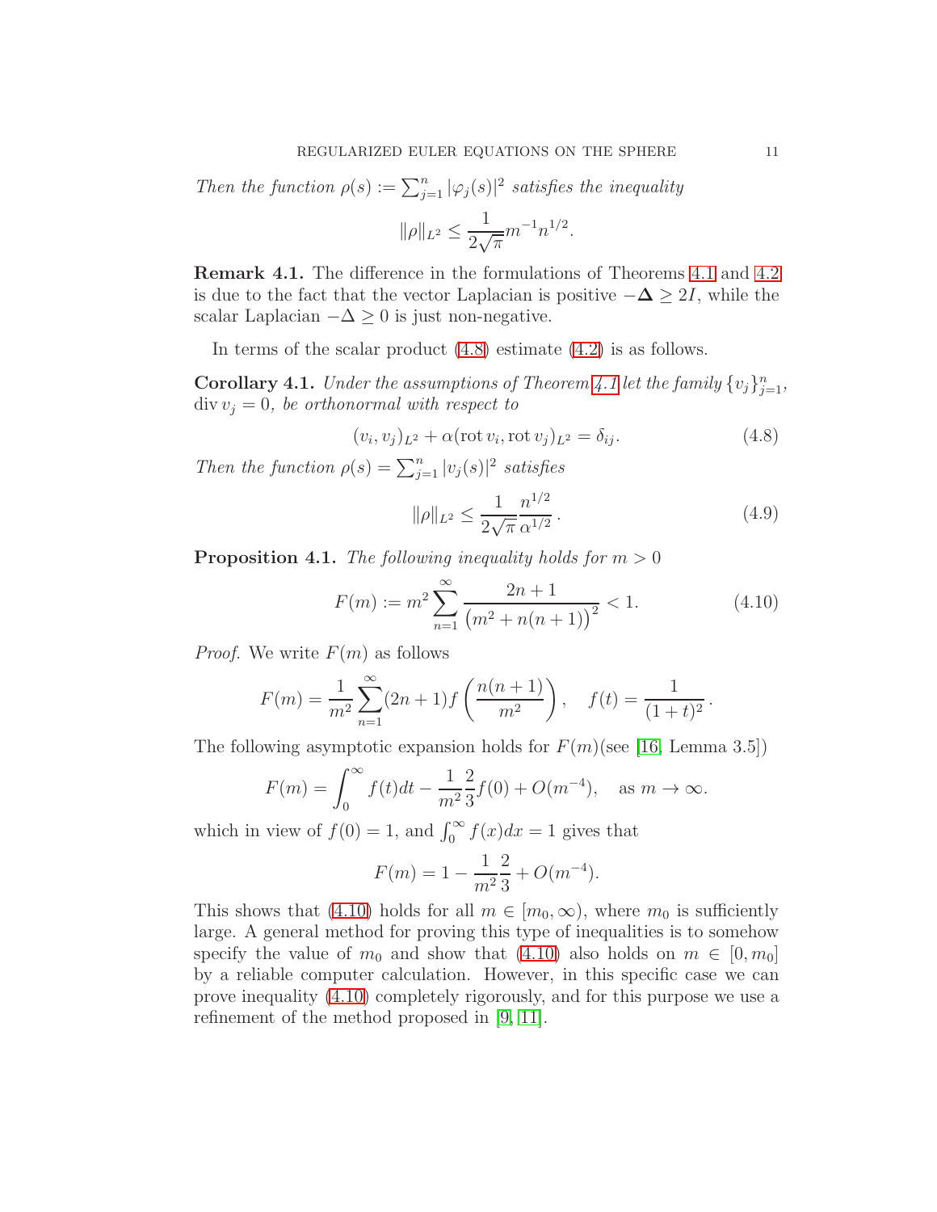*Then the function* $\rho(s) := \sum_{j=1}^n |\varphi_j(s)|^2$ *satisfies the inequality*

$$\|\rho\|_{L^2} \le \frac{1}{2\sqrt{\pi}} m^{-1} n^{1/2}.$$

**Remark 4.1.** The difference in the formulations of Theorems 4.1 and 4.2 is due to the fact that the vector Laplacian is positive $-\boldsymbol{\Delta} \ge 2I$, while the scalar Laplacian $-\Delta \ge 0$ is just non-negative.

In terms of the scalar product (4.8) estimate (4.2) is as follows.

**Corollary 4.1.** *Under the assumptions of Theorem 4.1 let the family* $\{v_j\}_{j=1}^n$, $\operatorname{div} v_j = 0$, *be orthonormal with respect to*

$$(v_i, v_j)_{L^2} + \alpha(\operatorname{rot} v_i, \operatorname{rot} v_j)_{L^2} = \delta_{ij}. \tag{4.8}$$

*Then the function* $\rho(s) = \sum_{j=1}^n |v_j(s)|^2$ *satisfies*

$$\|\rho\|_{L^2} \le \frac{1}{2\sqrt{\pi}} \frac{n^{1/2}}{\alpha^{1/2}}. \tag{4.9}$$

**Proposition 4.1.** *The following inequality holds for* $m > 0$

$$F(m) := m^2 \sum_{n=1}^{\infty} \frac{2n+1}{\big(m^2 + n(n+1)\big)^2} < 1. \tag{4.10}$$

*Proof.* We write $F(m)$ as follows

$$F(m) = \frac{1}{m^2} \sum_{n=1}^{\infty} (2n+1) f\left(\frac{n(n+1)}{m^2}\right), \quad f(t) = \frac{1}{(1+t)^2}.$$

The following asymptotic expansion holds for $F(m)$(see [16, Lemma 3.5])

$$F(m) = \int_0^\infty f(t)dt - \frac{1}{m^2}\frac{2}{3} f(0) + O(m^{-4}), \quad \text{as } m \to \infty.$$

which in view of $f(0) = 1$, and $\int_0^\infty f(x)dx = 1$ gives that

$$F(m) = 1 - \frac{1}{m^2}\frac{2}{3} + O(m^{-4}).$$

This shows that (4.10) holds for all $m \in [m_0, \infty)$, where $m_0$ is sufficiently large. A general method for proving this type of inequalities is to somehow specify the value of $m_0$ and show that (4.10) also holds on $m \in [0, m_0]$ by a reliable computer calculation. However, in this specific case we can prove inequality (4.10) completely rigorously, and for this purpose we use a refinement of the method proposed in [9, 11].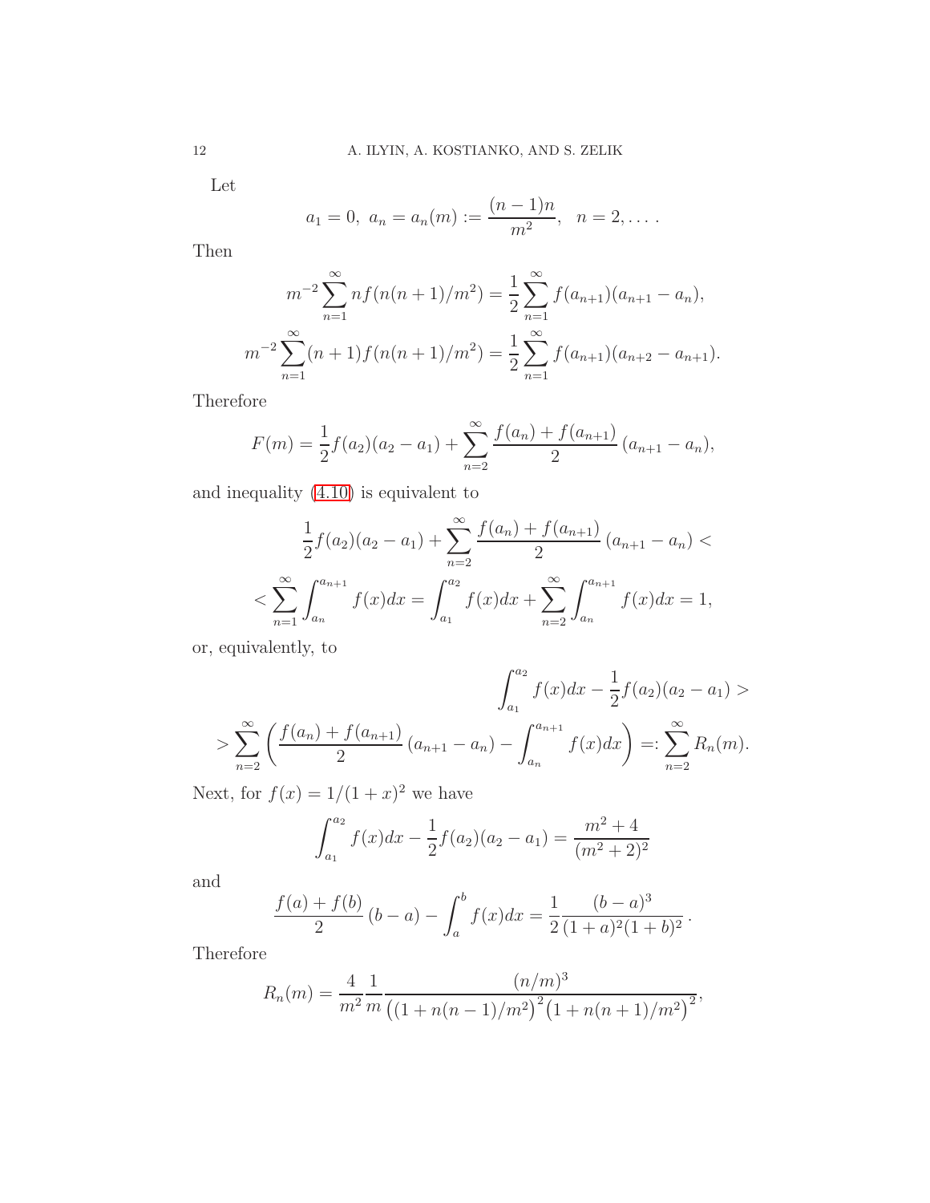Let

$$a_1 = 0,\ a_n = a_n(m) := \frac{(n-1)n}{m^2}, \quad n = 2, \dots .$$

Then

$$m^{-2}\sum_{n=1}^{\infty} n f(n(n+1)/m^2) = \frac{1}{2}\sum_{n=1}^{\infty} f(a_{n+1})(a_{n+1}-a_n),$$

$$m^{-2}\sum_{n=1}^{\infty} (n+1) f(n(n+1)/m^2) = \frac{1}{2}\sum_{n=1}^{\infty} f(a_{n+1})(a_{n+2}-a_{n+1}).$$

Therefore

$$F(m) = \frac{1}{2}f(a_2)(a_2-a_1) + \sum_{n=2}^{\infty}\frac{f(a_n)+f(a_{n+1})}{2}\,(a_{n+1}-a_n),$$

and inequality (4.10) is equivalent to

$$\frac{1}{2}f(a_2)(a_2-a_1) + \sum_{n=2}^{\infty}\frac{f(a_n)+f(a_{n+1})}{2}\,(a_{n+1}-a_n) <$$

$$< \sum_{n=1}^{\infty}\int_{a_n}^{a_{n+1}} f(x)dx = \int_{a_1}^{a_2} f(x)dx + \sum_{n=2}^{\infty}\int_{a_n}^{a_{n+1}} f(x)dx = 1,$$

or, equivalently, to

$$\int_{a_1}^{a_2} f(x)dx - \frac{1}{2}f(a_2)(a_2-a_1) >$$

$$> \sum_{n=2}^{\infty}\left(\frac{f(a_n)+f(a_{n+1})}{2}\,(a_{n+1}-a_n) - \int_{a_n}^{a_{n+1}} f(x)dx\right) =: \sum_{n=2}^{\infty} R_n(m).$$

Next, for $f(x) = 1/(1+x)^2$ we have

$$\int_{a_1}^{a_2} f(x)dx - \frac{1}{2}f(a_2)(a_2-a_1) = \frac{m^2+4}{(m^2+2)^2}$$

and

$$\frac{f(a)+f(b)}{2}\,(b-a) - \int_a^b f(x)dx = \frac{1}{2}\frac{(b-a)^3}{(1+a)^2(1+b)^2}\,.$$

Therefore

$$R_n(m) = \frac{4}{m^2}\frac{1}{m}\frac{(n/m)^3}{\big((1+n(n-1)/m^2\big)^2\big(1+n(n+1)/m^2\big)^2},$$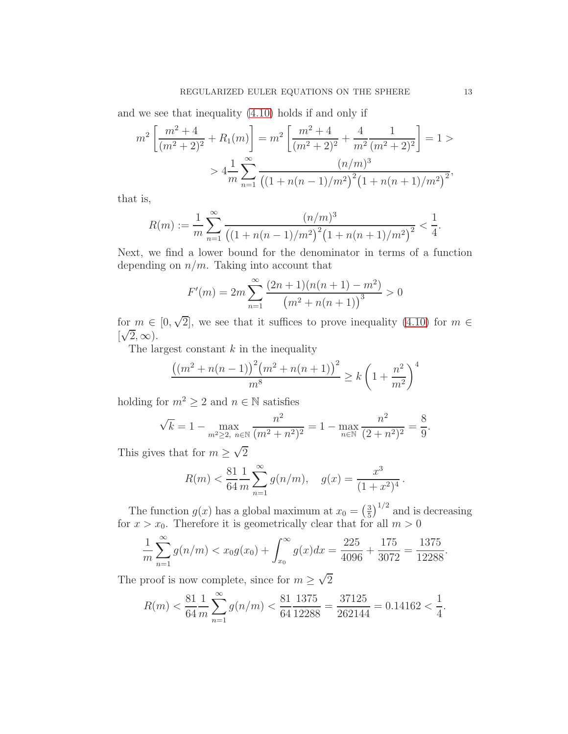and we see that inequality (4.10) holds if and only if

$$
m^2 \left[ \frac{m^2+4}{(m^2+2)^2} + R_1(m) \right] = m^2 \left[ \frac{m^2+4}{(m^2+2)^2} + \frac{4}{m^2} \frac{1}{(m^2+2)^2} \right] = 1 >
$$

$$
> 4 \frac{1}{m} \sum_{n=1}^{\infty} \frac{(n/m)^3}{\big((1+n(n-1)/m^2\big)^2 \big(1+n(n+1)/m^2\big)^2},
$$

that is,

$$
R(m) := \frac{1}{m} \sum_{n=1}^{\infty} \frac{(n/m)^3}{\big((1+n(n-1)/m^2\big)^2 \big(1+n(n+1)/m^2\big)^2} < \frac{1}{4}.
$$

Next, we find a lower bound for the denominator in terms of a function depending on $n/m$. Taking into account that

$$
F'(m) = 2m \sum_{n=1}^{\infty} \frac{(2n+1)(n(n+1)-m^2)}{\big(m^2+n(n+1)\big)^3} > 0
$$

for $m \in [0, \sqrt{2}]$, we see that it suffices to prove inequality (4.10) for $m \in [\sqrt{2}, \infty)$.

The largest constant $k$ in the inequality

$$
\frac{\big((m^2+n(n-1)\big)^2 \big(m^2+n(n+1)\big)^2}{m^8} \geq k \left( 1 + \frac{n^2}{m^2} \right)^4
$$

holding for $m^2 \geq 2$ and $n \in \mathbb{N}$ satisfies

$$
\sqrt{k} = 1 - \max_{m^2 \geq 2,\ n \in \mathbb{N}} \frac{n^2}{(m^2+n^2)^2} = 1 - \max_{n \in \mathbb{N}} \frac{n^2}{(2+n^2)^2} = \frac{8}{9}.
$$

This gives that for $m \geq \sqrt{2}$

$$
R(m) < \frac{81}{64} \frac{1}{m} \sum_{n=1}^{\infty} g(n/m), \quad g(x) = \frac{x^3}{(1+x^2)^4}.
$$

The function $g(x)$ has a global maximum at $x_0 = \left(\frac{3}{5}\right)^{1/2}$ and is decreasing for $x > x_0$. Therefore it is geometrically clear that for all $m > 0$

$$
\frac{1}{m} \sum_{n=1}^{\infty} g(n/m) < x_0 g(x_0) + \int_{x_0}^{\infty} g(x)dx = \frac{225}{4096} + \frac{175}{3072} = \frac{1375}{12288}.
$$

The proof is now complete, since for $m \geq \sqrt{2}$

$$
R(m) < \frac{81}{64} \frac{1}{m} \sum_{n=1}^{\infty} g(n/m) < \frac{81}{64} \frac{1375}{12288} = \frac{37125}{262144} = 0.14162 < \frac{1}{4}.
$$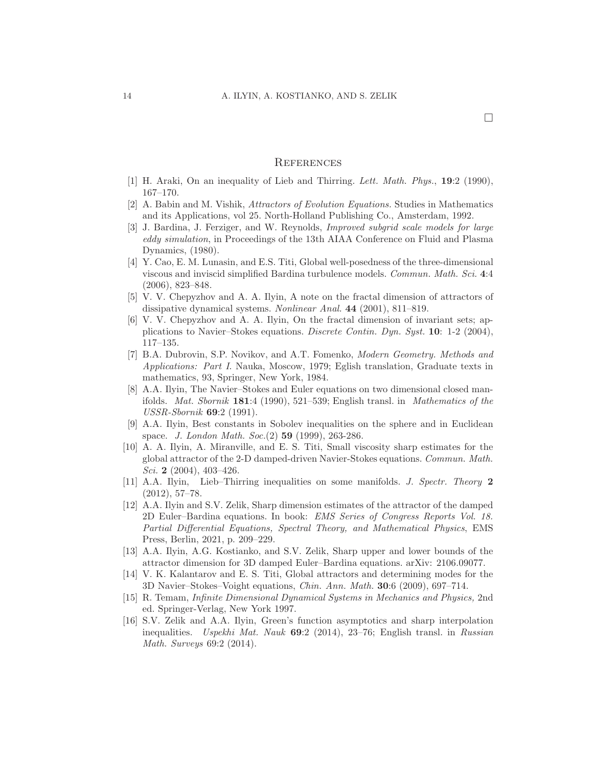□

## References

[1] H. Araki, On an inequality of Lieb and Thirring. *Lett. Math. Phys.*, **19**:2 (1990), 167–170.

[2] A. Babin and M. Vishik, *Attractors of Evolution Equations*. Studies in Mathematics and its Applications, vol 25. North-Holland Publishing Co., Amsterdam, 1992.

[3] J. Bardina, J. Ferziger, and W. Reynolds, *Improved subgrid scale models for large eddy simulation*, in Proceedings of the 13th AIAA Conference on Fluid and Plasma Dynamics, (1980).

[4] Y. Cao, E. M. Lunasin, and E.S. Titi, Global well-posedness of the three-dimensional viscous and inviscid simplified Bardina turbulence models. *Commun. Math. Sci.* **4**:4 (2006), 823–848.

[5] V. V. Chepyzhov and A. A. Ilyin, A note on the fractal dimension of attractors of dissipative dynamical systems. *Nonlinear Anal.* **44** (2001), 811–819.

[6] V. V. Chepyzhov and A. A. Ilyin, On the fractal dimension of invariant sets; applications to Navier–Stokes equations. *Discrete Contin. Dyn. Syst.* **10**: 1-2 (2004), 117–135.

[7] B.A. Dubrovin, S.P. Novikov, and A.T. Fomenko, *Modern Geometry. Methods and Applications: Part I.* Nauka, Moscow, 1979; Eglish translation, Graduate texts in mathematics, 93, Springer, New York, 1984.

[8] A.A. Ilyin, The Navier–Stokes and Euler equations on two dimensional closed manifolds. *Mat. Sbornik* **181**:4 (1990), 521–539; English transl. in *Mathematics of the USSR-Sbornik* **69**:2 (1991).

[9] A.A. Ilyin, Best constants in Sobolev inequalities on the sphere and in Euclidean space. *J. London Math. Soc.*(2) **59** (1999), 263-286.

[10] A. A. Ilyin, A. Miranville, and E. S. Titi, Small viscosity sharp estimates for the global attractor of the 2-D damped-driven Navier-Stokes equations. *Commun. Math. Sci.* **2** (2004), 403–426.

[11] A.A. Ilyin, Lieb–Thirring inequalities on some manifolds. *J. Spectr. Theory* **2** (2012), 57–78.

[12] A.A. Ilyin and S.V. Zelik, Sharp dimension estimates of the attractor of the damped 2D Euler–Bardina equations. In book: *EMS Series of Congress Reports Vol. 18. Partial Differential Equations, Spectral Theory, and Mathematical Physics*, EMS Press, Berlin, 2021, p. 209–229.

[13] A.A. Ilyin, A.G. Kostianko, and S.V. Zelik, Sharp upper and lower bounds of the attractor dimension for 3D damped Euler–Bardina equations. arXiv: 2106.09077.

[14] V. K. Kalantarov and E. S. Titi, Global attractors and determining modes for the 3D Navier–Stokes–Voight equations, *Chin. Ann. Math.* **30**:6 (2009), 697–714.

[15] R. Temam, *Infinite Dimensional Dynamical Systems in Mechanics and Physics,* 2nd ed. Springer-Verlag, New York 1997.

[16] S.V. Zelik and A.A. Ilyin, Green's function asymptotics and sharp interpolation inequalities. *Uspekhi Mat. Nauk* **69**:2 (2014), 23–76; English transl. in *Russian Math. Surveys* 69:2 (2014).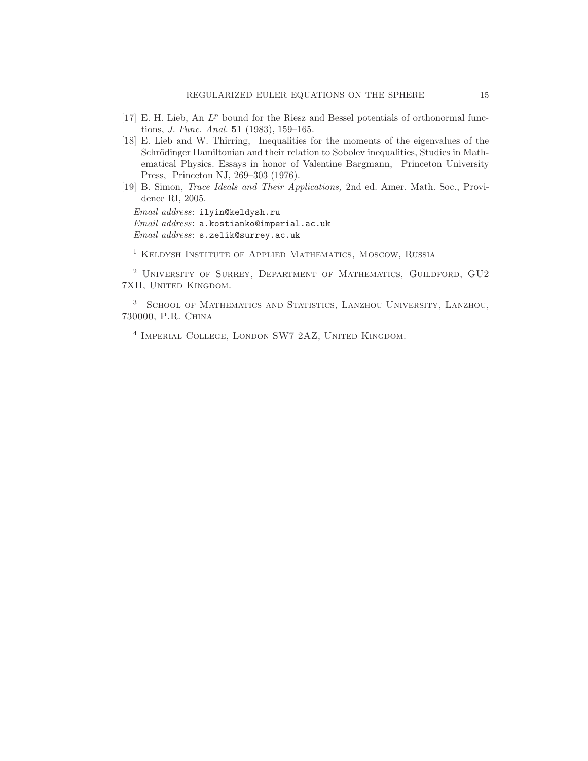[17] E. H. Lieb, An $L^p$ bound for the Riesz and Bessel potentials of orthonormal functions, *J. Func. Anal.* **51** (1983), 159–165.

[18] E. Lieb and W. Thirring, Inequalities for the moments of the eigenvalues of the Schrödinger Hamiltonian and their relation to Sobolev inequalities, Studies in Mathematical Physics. Essays in honor of Valentine Bargmann, Princeton University Press, Princeton NJ, 269–303 (1976).

[19] B. Simon, *Trace Ideals and Their Applications,* 2nd ed. Amer. Math. Soc., Providence RI, 2005.

*Email address*: `ilyin@keldysh.ru`

*Email address*: `a.kostianko@imperial.ac.uk`

*Email address*: `s.zelik@surrey.ac.uk`

[1] Keldysh Institute of Applied Mathematics, Moscow, Russia

[2] University of Surrey, Department of Mathematics, Guildford, GU2 7XH, United Kingdom.

[3] School of Mathematics and Statistics, Lanzhou University, Lanzhou, 730000, P.R. China

[4] Imperial College, London SW7 2AZ, United Kingdom.